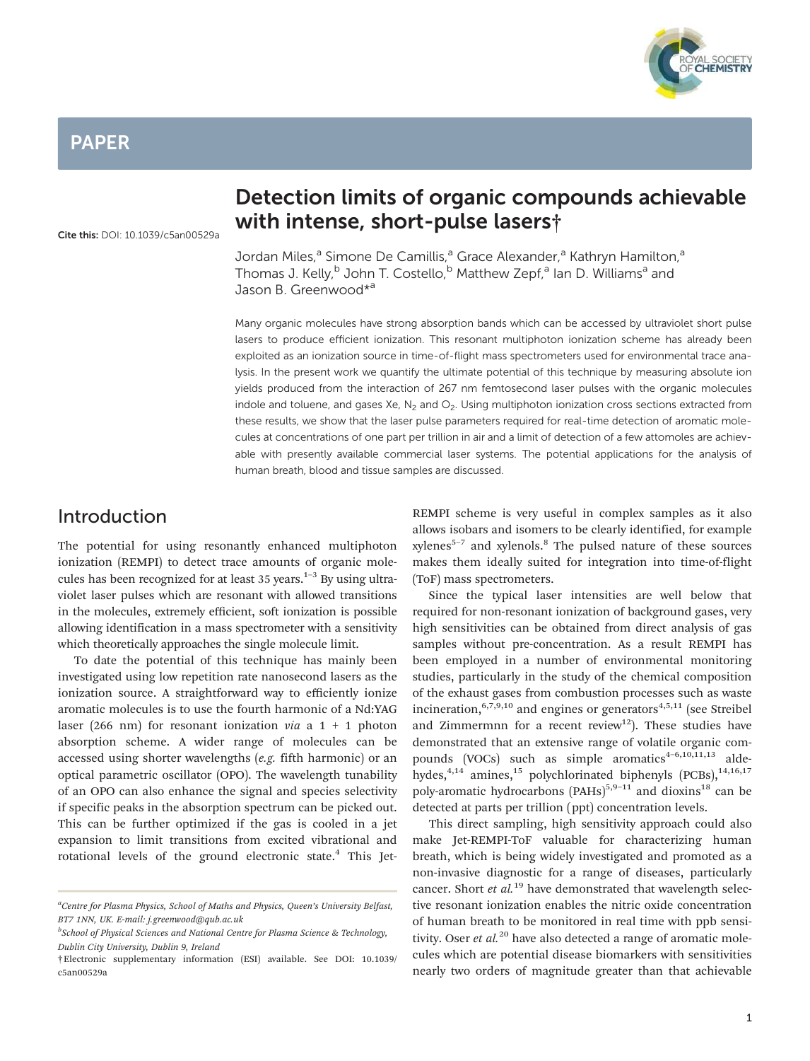PAPER

Cite this: DOI: 10.1039/c5an00529a

# Detection limits of organic compounds achievable with intense, short-pulse lasers†

Jordan Miles,[a] Simone De Camillis,[a] Grace Alexander,[a] Kathryn Hamilton,[a] Thomas J. Kelly,[b] John T. Costello,[b] Matthew Zepf,[a] Ian D. Williams[a] and Jason B. Greenwood*[a]

Many organic molecules have strong absorption bands which can be accessed by ultraviolet short pulse lasers to produce efficient ionization. This resonant multiphoton ionization scheme has already been exploited as an ionization source in time-of-flight mass spectrometers used for environmental trace analysis. In the present work we quantify the ultimate potential of this technique by measuring absolute ion yields produced from the interaction of 267 nm femtosecond laser pulses with the organic molecules indole and toluene, and gases Xe, $N_2$ and $O_2$. Using multiphoton ionization cross sections extracted from these results, we show that the laser pulse parameters required for real-time detection of aromatic molecules at concentrations of one part per trillion in air and a limit of detection of a few attomoles are achievable with presently available commercial laser systems. The potential applications for the analysis of human breath, blood and tissue samples are discussed.

## Introduction

The potential for using resonantly enhanced multiphoton ionization (REMPI) to detect trace amounts of organic molecules has been recognized for at least 35 years.[1–3] By using ultraviolet laser pulses which are resonant with allowed transitions in the molecules, extremely efficient, soft ionization is possible allowing identification in a mass spectrometer with a sensitivity which theoretically approaches the single molecule limit.

To date the potential of this technique has mainly been investigated using low repetition rate nanosecond lasers as the ionization source. A straightforward way to efficiently ionize aromatic molecules is to use the fourth harmonic of a Nd:YAG laser (266 nm) for resonant ionization *via* a 1 + 1 photon absorption scheme. A wider range of molecules can be accessed using shorter wavelengths (*e.g.* fifth harmonic) or an optical parametric oscillator (OPO). The wavelength tunability of an OPO can also enhance the signal and species selectivity if specific peaks in the absorption spectrum can be picked out. This can be further optimized if the gas is cooled in a jet expansion to limit transitions from excited vibrational and rotational levels of the ground electronic state.[4] This Jet-REMPI scheme is very useful in complex samples as it also allows isobars and isomers to be clearly identified, for example xylenes[5–7] and xylenols.[8] The pulsed nature of these sources makes them ideally suited for integration into time-of-flight (ToF) mass spectrometers.

Since the typical laser intensities are well below that required for non-resonant ionization of background gases, very high sensitivities can be obtained from direct analysis of gas samples without pre-concentration. As a result REMPI has been employed in a number of environmental monitoring studies, particularly in the study of the chemical composition of the exhaust gases from combustion processes such as waste incineration,[6,7,9,10] and engines or generators[4,5,11] (see Streibel and Zimmermnn for a recent review[12]). These studies have demonstrated that an extensive range of volatile organic compounds (VOCs) such as simple aromatics[4–6,10,11,13] aldehydes,[4,14] amines,[15] polychlorinated biphenyls (PCBs),[14,16,17] poly-aromatic hydrocarbons (PAHs)[5,9–11] and dioxins[18] can be detected at parts per trillion (ppt) concentration levels.

This direct sampling, high sensitivity approach could also make Jet-REMPI-ToF valuable for characterizing human breath, which is being widely investigated and promoted as a non-invasive diagnostic for a range of diseases, particularly cancer. Short *et al.*[19] have demonstrated that wavelength selective resonant ionization enables the nitric oxide concentration of human breath to be monitored in real time with ppb sensitivity. Oser *et al.*[20] have also detected a range of aromatic molecules which are potential disease biomarkers with sensitivities nearly two orders of magnitude greater than that achievable

---

[a] Centre for Plasma Physics, School of Maths and Physics, Queen's University Belfast, BT7 1NN, UK. E-mail: j.greenwood@qub.ac.uk

[b] School of Physical Sciences and National Centre for Plasma Science & Technology, Dublin City University, Dublin 9, Ireland

† Electronic supplementary information (ESI) available. See DOI: 10.1039/c5an00529a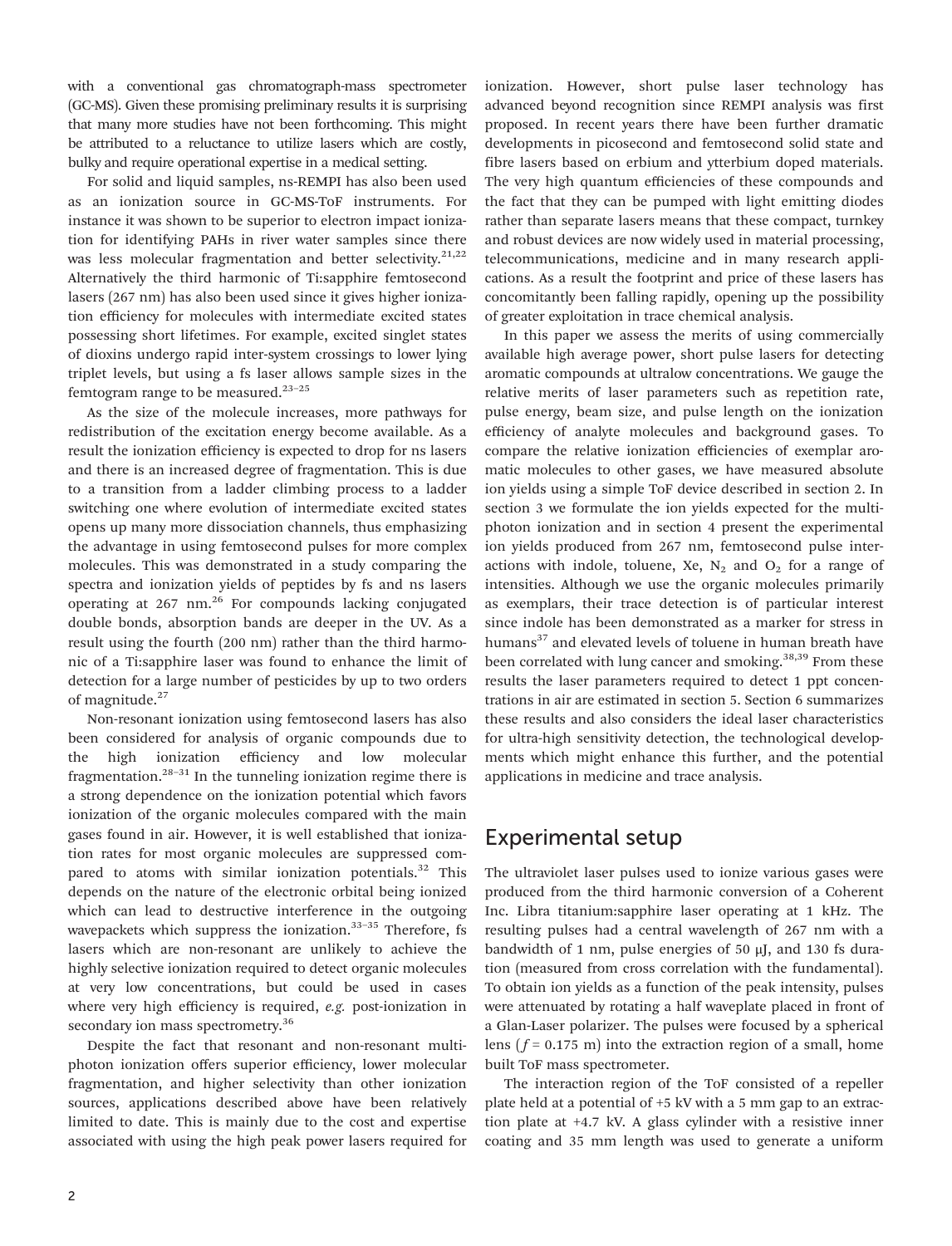with a conventional gas chromatograph-mass spectrometer (GC-MS). Given these promising preliminary results it is surprising that many more studies have not been forthcoming. This might be attributed to a reluctance to utilize lasers which are costly, bulky and require operational expertise in a medical setting.

For solid and liquid samples, ns-REMPI has also been used as an ionization source in GC-MS-ToF instruments. For instance it was shown to be superior to electron impact ionization for identifying PAHs in river water samples since there was less molecular fragmentation and better selectivity.[21,22] Alternatively the third harmonic of Ti:sapphire femtosecond lasers (267 nm) has also been used since it gives higher ionization efficiency for molecules with intermediate excited states possessing short lifetimes. For example, excited singlet states of dioxins undergo rapid inter-system crossings to lower lying triplet levels, but using a fs laser allows sample sizes in the femtogram range to be measured.[23–25]

As the size of the molecule increases, more pathways for redistribution of the excitation energy become available. As a result the ionization efficiency is expected to drop for ns lasers and there is an increased degree of fragmentation. This is due to a transition from a ladder climbing process to a ladder switching one where evolution of intermediate excited states opens up many more dissociation channels, thus emphasizing the advantage in using femtosecond pulses for more complex molecules. This was demonstrated in a study comparing the spectra and ionization yields of peptides by fs and ns lasers operating at 267 nm.[26] For compounds lacking conjugated double bonds, absorption bands are deeper in the UV. As a result using the fourth (200 nm) rather than the third harmonic of a Ti:sapphire laser was found to enhance the limit of detection for a large number of pesticides by up to two orders of magnitude.[27]

Non-resonant ionization using femtosecond lasers has also been considered for analysis of organic compounds due to the high ionization efficiency and low molecular fragmentation.[28–31] In the tunneling ionization regime there is a strong dependence on the ionization potential which favors ionization of the organic molecules compared with the main gases found in air. However, it is well established that ionization rates for most organic molecules are suppressed compared to atoms with similar ionization potentials.[32] This depends on the nature of the electronic orbital being ionized which can lead to destructive interference in the outgoing wavepackets which suppress the ionization.[33–35] Therefore, fs lasers which are non-resonant are unlikely to achieve the highly selective ionization required to detect organic molecules at very low concentrations, but could be used in cases where very high efficiency is required, *e.g.* post-ionization in secondary ion mass spectrometry.[36]

Despite the fact that resonant and non-resonant multiphoton ionization offers superior efficiency, lower molecular fragmentation, and higher selectivity than other ionization sources, applications described above have been relatively limited to date. This is mainly due to the cost and expertise associated with using the high peak power lasers required for ionization. However, short pulse laser technology has advanced beyond recognition since REMPI analysis was first proposed. In recent years there have been further dramatic developments in picosecond and femtosecond solid state and fibre lasers based on erbium and ytterbium doped materials. The very high quantum efficiencies of these compounds and the fact that they can be pumped with light emitting diodes rather than separate lasers means that these compact, turnkey and robust devices are now widely used in material processing, telecommunications, medicine and in many research applications. As a result the footprint and price of these lasers has concomitantly been falling rapidly, opening up the possibility of greater exploitation in trace chemical analysis.

In this paper we assess the merits of using commercially available high average power, short pulse lasers for detecting aromatic compounds at ultralow concentrations. We gauge the relative merits of laser parameters such as repetition rate, pulse energy, beam size, and pulse length on the ionization efficiency of analyte molecules and background gases. To compare the relative ionization efficiencies of exemplar aromatic molecules to other gases, we have measured absolute ion yields using a simple ToF device described in section 2. In section 3 we formulate the ion yields expected for the multiphoton ionization and in section 4 present the experimental ion yields produced from 267 nm, femtosecond pulse interactions with indole, toluene, Xe, $N_2$ and $O_2$ for a range of intensities. Although we use the organic molecules primarily as exemplars, their trace detection is of particular interest since indole has been demonstrated as a marker for stress in humans[37] and elevated levels of toluene in human breath have been correlated with lung cancer and smoking.[38,39] From these results the laser parameters required to detect 1 ppt concentrations in air are estimated in section 5. Section 6 summarizes these results and also considers the ideal laser characteristics for ultra-high sensitivity detection, the technological developments which might enhance this further, and the potential applications in medicine and trace analysis.

## Experimental setup

The ultraviolet laser pulses used to ionize various gases were produced from the third harmonic conversion of a Coherent Inc. Libra titanium:sapphire laser operating at 1 kHz. The resulting pulses had a central wavelength of 267 nm with a bandwidth of 1 nm, pulse energies of 50 μJ, and 130 fs duration (measured from cross correlation with the fundamental). To obtain ion yields as a function of the peak intensity, pulses were attenuated by rotating a half waveplate placed in front of a Glan-Laser polarizer. The pulses were focused by a spherical lens ($f$ = 0.175 m) into the extraction region of a small, home built ToF mass spectrometer.

The interaction region of the ToF consisted of a repeller plate held at a potential of +5 kV with a 5 mm gap to an extraction plate at +4.7 kV. A glass cylinder with a resistive inner coating and 35 mm length was used to generate a uniform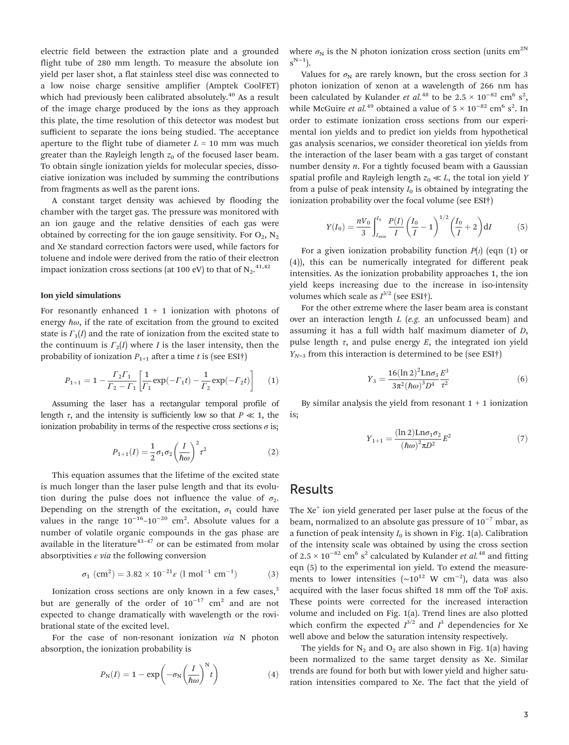electric field between the extraction plate and a grounded flight tube of 280 mm length. To measure the absolute ion yield per laser shot, a flat stainless steel disc was connected to a low noise charge sensitive amplifier (Amptek CoolFET) which had previously been calibrated absolutely.[40] As a result of the image charge produced by the ions as they approach this plate, the time resolution of this detector was modest but sufficient to separate the ions being studied. The acceptance aperture to the flight tube of diameter $L = 10$ mm was much greater than the Rayleigh length $z_0$ of the focused laser beam. To obtain single ionization yields for molecular species, dissociative ionization was included by summing the contributions from fragments as well as the parent ions.

A constant target density was achieved by flooding the chamber with the target gas. The pressure was monitored with an ion gauge and the relative densities of each gas were obtained by correcting for the ion gauge sensitivity. For $O_2$, $N_2$ and Xe standard correction factors were used, while factors for toluene and indole were derived from the ratio of their electron impact ionization cross sections (at 100 eV) to that of $N_2$.[41,42]

#### Ion yield simulations

For resonantly enhanced 1 + 1 ionization with photons of energy $\hbar\omega$, if the rate of excitation from the ground to excited state is $\Gamma_1(I)$ and the rate of ionization from the excited state to the continuum is $\Gamma_2(I)$ where $I$ is the laser intensity, then the probability of ionization $P_{1+1}$ after a time $t$ is (see ESI†)

$$P_{1+1} = 1 - \frac{\Gamma_2 \Gamma_1}{\Gamma_2 - \Gamma_1}\left[\frac{1}{\Gamma_1}\exp(-\Gamma_1 t) - \frac{1}{\Gamma_2}\exp(-\Gamma_2 t)\right] \quad (1)$$

Assuming the laser has a rectangular temporal profile of length $\tau$, and the intensity is sufficiently low so that $P \ll 1$, the ionization probability in terms of the respective cross sections $\sigma$ is;

$$P_{1+1}(I) = \frac{1}{2}\sigma_1\sigma_2\left(\frac{I}{\hbar\omega}\right)^2\tau^2 \quad (2)$$

This equation assumes that the lifetime of the excited state is much longer than the laser pulse length and that its evolution during the pulse does not influence the value of $\sigma_2$. Depending on the strength of the excitation, $\sigma_1$ could have values in the range $10^{-16}$–$10^{-20}$ cm$^2$. Absolute values for a number of volatile organic compounds in the gas phase are available in the literature[43–47] or can be estimated from molar absorptivities $\varepsilon$ *via* the following conversion

$$\sigma_1\ (\text{cm}^2) = 3.82 \times 10^{-21}\varepsilon\ (\text{l mol}^{-1}\ \text{cm}^{-1}) \quad (3)$$

Ionization cross sections are only known in a few cases,[3] but are generally of the order of $10^{-17}$ cm$^2$ and are not expected to change dramatically with wavelength or the rovibrational state of the excited level.

For the case of non-resonant ionization *via* N photon absorption, the ionization probability is

$$P_N(I) = 1 - \exp\left(-\sigma_N\left(\frac{I}{\hbar\omega}\right)^N t\right) \quad (4)$$

where $\sigma_N$ is the N photon ionization cross section (units cm$^{2N}$ s$^{N-1}$).

Values for $\sigma_N$ are rarely known, but the cross section for 3 photon ionization of xenon at a wavelength of 266 nm has been calculated by Kulander *et al.*[48] to be $2.5 \times 10^{-82}$ cm$^6$ s$^2$, while McGuire *et al.*[49] obtained a value of $5 \times 10^{-82}$ cm$^6$ s$^2$. In order to estimate ionization cross sections from our experimental ion yields and to predict ion yields from hypothetical gas analysis scenarios, we consider theoretical ion yields from the interaction of the laser beam with a gas target of constant number density $n$. For a tightly focused beam with a Gaussian spatial profile and Rayleigh length $z_0 \ll L$, the total ion yield $Y$ from a pulse of peak intensity $I_0$ is obtained by integrating the ionization probability over the focal volume (see ESI†)

$$Y(I_0) = \frac{nV_0}{3}\int_{I_{\min}}^{I_0}\frac{P(I)}{I}\left(\frac{I_0}{I} - 1\right)^{1/2}\left(\frac{I_0}{I} + 2\right)\mathrm{d}I \quad (5)$$

For a given ionization probability function $P(I)$ (eqn (1) or (4)), this can be numerically integrated for different peak intensities. As the ionization probability approaches 1, the ion yield keeps increasing due to the increase in iso-intensity volumes which scale as $I^{3/2}$ (see ESI†).

For the other extreme where the laser beam area is constant over an interaction length $L$ (*e.g.* an unfocussed beam) and assuming it has a full width half maximum diameter of $D$, pulse length $\tau$, and pulse energy $E$, the integrated ion yield $Y_{N=3}$ from this interaction is determined to be (see ESI†)

$$Y_3 = \frac{16(\ln 2)^2 Ln\sigma_3}{3\pi^2(\hbar\omega)^3 D^4}\frac{E^3}{\tau^2} \quad (6)$$

By similar analysis the yield from resonant 1 + 1 ionization is;

$$Y_{1+1} = \frac{(\ln 2)Ln\sigma_1\sigma_2}{(\hbar\omega)^2\pi D^2}E^2 \quad (7)$$

## Results

The $Xe^+$ ion yield generated per laser pulse at the focus of the beam, normalized to an absolute gas pressure of $10^{-7}$ mbar, as a function of peak intensity $I_0$ is shown in Fig. 1(a). Calibration of the intensity scale was obtained by using the cross section of $2.5 \times 10^{-82}$ cm$^6$ s$^2$ calculated by Kulander *et al.*[48] and fitting eqn (5) to the experimental ion yield. To extend the measurements to lower intensities (~$10^{12}$ W cm$^{-2}$), data was also acquired with the laser focus shifted 18 mm off the ToF axis. These points were corrected for the increased interaction volume and included on Fig. 1(a). Trend lines are also plotted which confirm the expected $I^{3/2}$ and $I^3$ dependencies for Xe well above and below the saturation intensity respectively.

The yields for $N_2$ and $O_2$ are also shown in Fig. 1(a) having been normalized to the same target density as Xe. Similar trends are found for both but with lower yield and higher saturation intensities compared to Xe. The fact that the yield of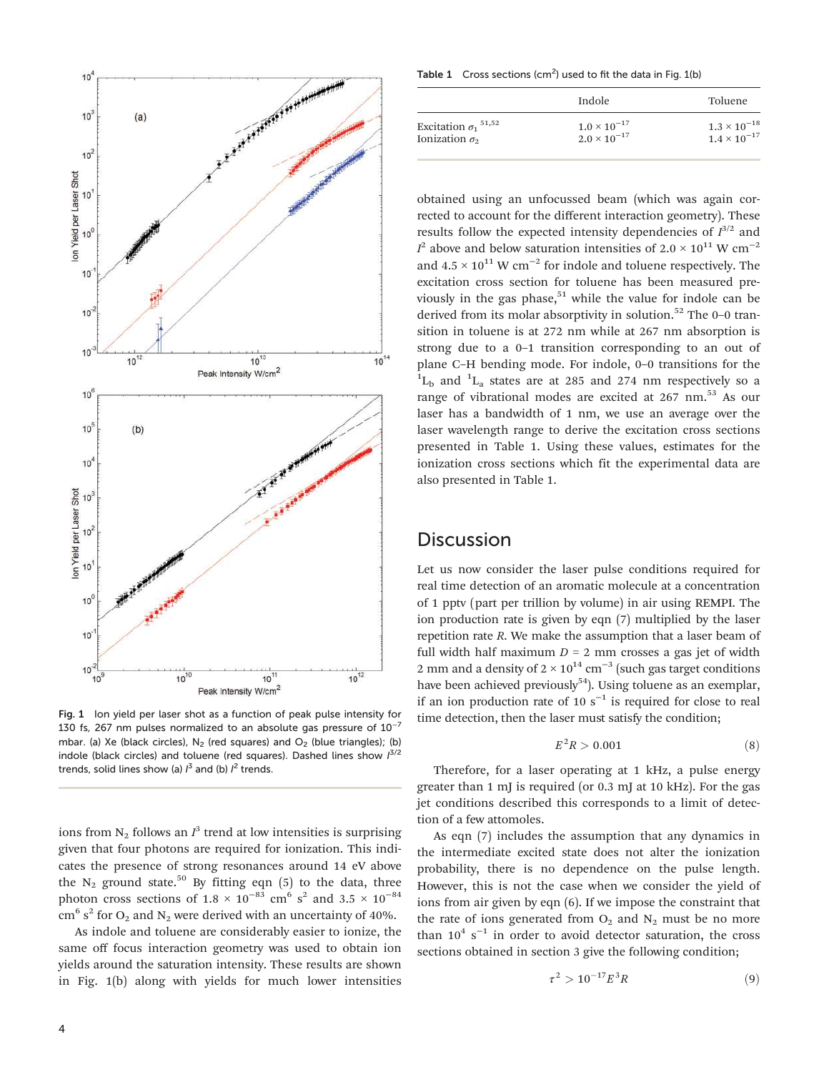Fig. 1 Ion yield per laser shot as a function of peak pulse intensity for 130 fs, 267 nm pulses normalized to an absolute gas pressure of $10^{-7}$ mbar. (a) Xe (black circles), $N_2$ (red squares) and $O_2$ (blue triangles); (b) indole (black circles) and toluene (red squares). Dashed lines show $I^{3/2}$ trends, solid lines show (a) $I^3$ and (b) $I^2$ trends.

ions from $N_2$ follows an $I^3$ trend at low intensities is surprising given that four photons are required for ionization. This indicates the presence of strong resonances around 14 eV above the $N_2$ ground state.[50] By fitting eqn (5) to the data, three photon cross sections of $1.8 \times 10^{-83}$ cm$^6$ s$^2$ and $3.5 \times 10^{-84}$ cm$^6$ s$^2$ for $O_2$ and $N_2$ were derived with an uncertainty of 40%.

As indole and toluene are considerably easier to ionize, the same off focus interaction geometry was used to obtain ion yields around the saturation intensity. These results are shown in Fig. 1(b) along with yields for much lower intensities

Table 1 Cross sections (cm$^2$) used to fit the data in Fig. 1(b)

| | Indole | Toluene |
|---|---|---|
| Excitation $\sigma_1$ [51,52] | $1.0 \times 10^{-17}$ | $1.3 \times 10^{-18}$ |
| Ionization $\sigma_2$ | $2.0 \times 10^{-17}$ | $1.4 \times 10^{-17}$ |

obtained using an unfocussed beam (which was again corrected to account for the different interaction geometry). These results follow the expected intensity dependencies of $I^{3/2}$ and $I^2$ above and below saturation intensities of $2.0 \times 10^{11}$ W cm$^{-2}$ and $4.5 \times 10^{11}$ W cm$^{-2}$ for indole and toluene respectively. The excitation cross section for toluene has been measured previously in the gas phase,[51] while the value for indole can be derived from its molar absorptivity in solution.[52] The 0–0 transition in toluene is at 272 nm while at 267 nm absorption is strong due to a 0–1 transition corresponding to an out of plane C–H bending mode. For indole, 0–0 transitions for the $^1L_b$ and $^1L_a$ states are at 285 and 274 nm respectively so a range of vibrational modes are excited at 267 nm.[53] As our laser has a bandwidth of 1 nm, we use an average over the laser wavelength range to derive the excitation cross sections presented in Table 1. Using these values, estimates for the ionization cross sections which fit the experimental data are also presented in Table 1.

## Discussion

Let us now consider the laser pulse conditions required for real time detection of an aromatic molecule at a concentration of 1 pptv (part per trillion by volume) in air using REMPI. The ion production rate is given by eqn (7) multiplied by the laser repetition rate $R$. We make the assumption that a laser beam of full width half maximum $D$ = 2 mm crosses a gas jet of width 2 mm and a density of $2 \times 10^{14}$ cm$^{-3}$ (such gas target conditions have been achieved previously[54]). Using toluene as an exemplar, if an ion production rate of 10 s$^{-1}$ is required for close to real time detection, then the laser must satisfy the condition;

$$E^2R > 0.001 \tag{8}$$

Therefore, for a laser operating at 1 kHz, a pulse energy greater than 1 mJ is required (or 0.3 mJ at 10 kHz). For the gas jet conditions described this corresponds to a limit of detection of a few attomoles.

As eqn (7) includes the assumption that any dynamics in the intermediate excited state does not alter the ionization probability, there is no dependence on the pulse length. However, this is not the case when we consider the yield of ions from air given by eqn (6). If we impose the constraint that the rate of ions generated from $O_2$ and $N_2$ must be no more than $10^4$ s$^{-1}$ in order to avoid detector saturation, the cross sections obtained in section 3 give the following condition;

$$\tau^2 > 10^{-17}E^3R \tag{9}$$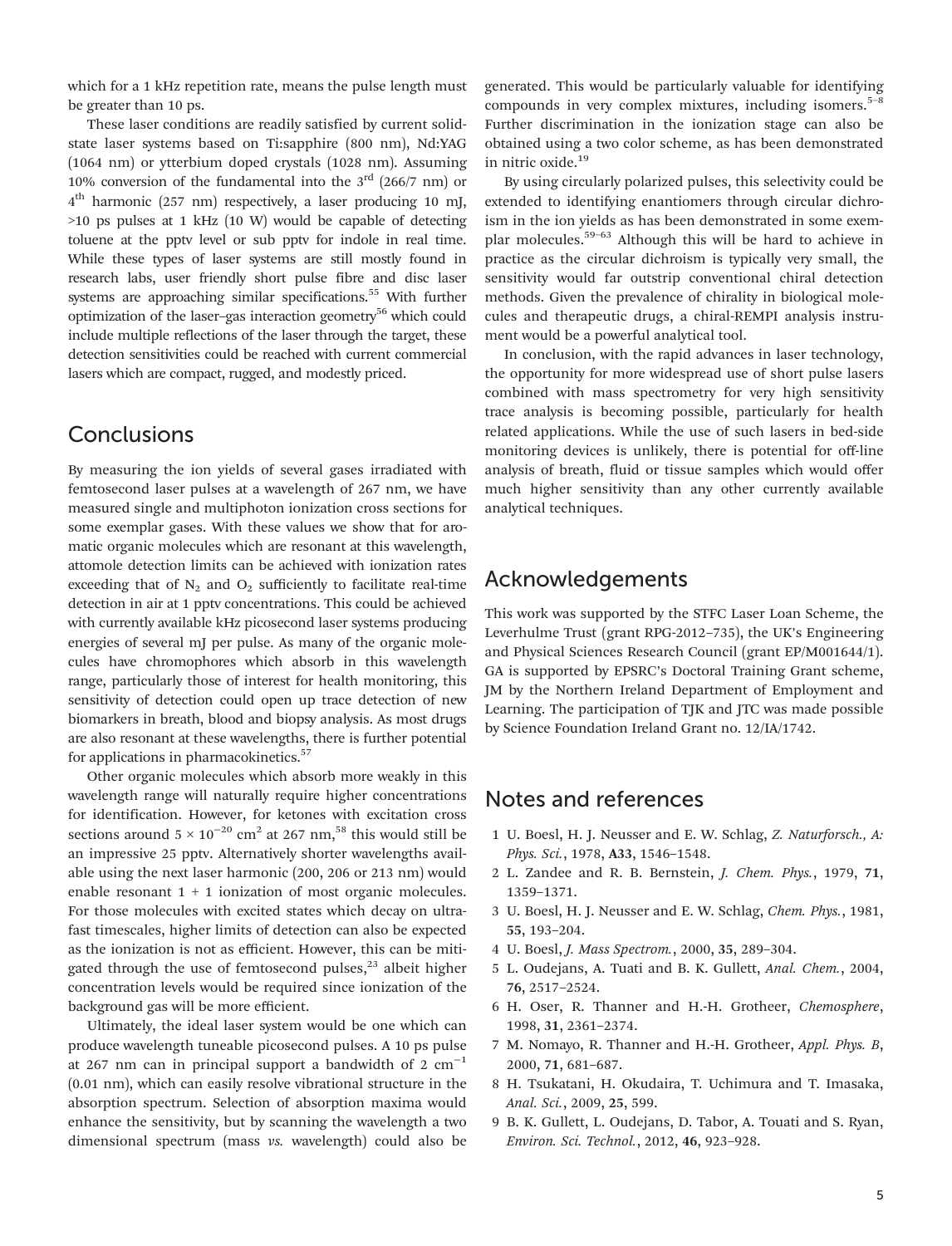which for a 1 kHz repetition rate, means the pulse length must be greater than 10 ps.

These laser conditions are readily satisfied by current solid-state laser systems based on Ti:sapphire (800 nm), Nd:YAG (1064 nm) or ytterbium doped crystals (1028 nm). Assuming 10% conversion of the fundamental into the 3rd (266/7 nm) or 4th harmonic (257 nm) respectively, a laser producing 10 mJ, >10 ps pulses at 1 kHz (10 W) would be capable of detecting toluene at the pptv level or sub pptv for indole in real time. While these types of laser systems are still mostly found in research labs, user friendly short pulse fibre and disc laser systems are approaching similar specifications.[55] With further optimization of the laser–gas interaction geometry[56] which could include multiple reflections of the laser through the target, these detection sensitivities could be reached with current commercial lasers which are compact, rugged, and modestly priced.

## Conclusions

By measuring the ion yields of several gases irradiated with femtosecond laser pulses at a wavelength of 267 nm, we have measured single and multiphoton ionization cross sections for some exemplar gases. With these values we show that for aromatic organic molecules which are resonant at this wavelength, attomole detection limits can be achieved with ionization rates exceeding that of $N_2$ and $O_2$ sufficiently to facilitate real-time detection in air at 1 pptv concentrations. This could be achieved with currently available kHz picosecond laser systems producing energies of several mJ per pulse. As many of the organic molecules have chromophores which absorb in this wavelength range, particularly those of interest for health monitoring, this sensitivity of detection could open up trace detection of new biomarkers in breath, blood and biopsy analysis. As most drugs are also resonant at these wavelengths, there is further potential for applications in pharmacokinetics.[57]

Other organic molecules which absorb more weakly in this wavelength range will naturally require higher concentrations for identification. However, for ketones with excitation cross sections around $5 \times 10^{-20}$ cm$^2$ at 267 nm,[58] this would still be an impressive 25 pptv. Alternatively shorter wavelengths available using the next laser harmonic (200, 206 or 213 nm) would enable resonant 1 + 1 ionization of most organic molecules. For those molecules with excited states which decay on ultrafast timescales, higher limits of detection can also be expected as the ionization is not as efficient. However, this can be mitigated through the use of femtosecond pulses,[23] albeit higher concentration levels would be required since ionization of the background gas will be more efficient.

Ultimately, the ideal laser system would be one which can produce wavelength tuneable picosecond pulses. A 10 ps pulse at 267 nm can in principal support a bandwidth of 2 cm$^{-1}$ (0.01 nm), which can easily resolve vibrational structure in the absorption spectrum. Selection of absorption maxima would enhance the sensitivity, but by scanning the wavelength a two dimensional spectrum (mass *vs.* wavelength) could also be generated. This would be particularly valuable for identifying compounds in very complex mixtures, including isomers.[5–8] Further discrimination in the ionization stage can also be obtained using a two color scheme, as has been demonstrated in nitric oxide.[19]

By using circularly polarized pulses, this selectivity could be extended to identifying enantiomers through circular dichroism in the ion yields as has been demonstrated in some exemplar molecules.[59–63] Although this will be hard to achieve in practice as the circular dichroism is typically very small, the sensitivity would far outstrip conventional chiral detection methods. Given the prevalence of chirality in biological molecules and therapeutic drugs, a chiral-REMPI analysis instrument would be a powerful analytical tool.

In conclusion, with the rapid advances in laser technology, the opportunity for more widespread use of short pulse lasers combined with mass spectrometry for very high sensitivity trace analysis is becoming possible, particularly for health related applications. While the use of such lasers in bed-side monitoring devices is unlikely, there is potential for off-line analysis of breath, fluid or tissue samples which would offer much higher sensitivity than any other currently available analytical techniques.

## Acknowledgements

This work was supported by the STFC Laser Loan Scheme, the Leverhulme Trust (grant RPG-2012–735), the UK's Engineering and Physical Sciences Research Council (grant EP/M001644/1). GA is supported by EPSRC's Doctoral Training Grant scheme, JM by the Northern Ireland Department of Employment and Learning. The participation of TJK and JTC was made possible by Science Foundation Ireland Grant no. 12/IA/1742.

## Notes and references

1 U. Boesl, H. J. Neusser and E. W. Schlag, *Z. Naturforsch., A: Phys. Sci.*, 1978, **A33**, 1546–1548.

2 L. Zandee and R. B. Bernstein, *J. Chem. Phys.*, 1979, **71**, 1359–1371.

3 U. Boesl, H. J. Neusser and E. W. Schlag, *Chem. Phys.*, 1981, **55**, 193–204.

4 U. Boesl, *J. Mass Spectrom.*, 2000, **35**, 289–304.

5 L. Oudejans, A. Tuati and B. K. Gullett, *Anal. Chem.*, 2004, **76**, 2517–2524.

6 H. Oser, R. Thanner and H.-H. Grotheer, *Chemosphere*, 1998, **31**, 2361–2374.

7 M. Nomayo, R. Thanner and H.-H. Grotheer, *Appl. Phys. B*, 2000, **71**, 681–687.

8 H. Tsukatani, H. Okudaira, T. Uchimura and T. Imasaka, *Anal. Sci.*, 2009, **25**, 599.

9 B. K. Gullett, L. Oudejans, D. Tabor, A. Touati and S. Ryan, *Environ. Sci. Technol.*, 2012, **46**, 923–928.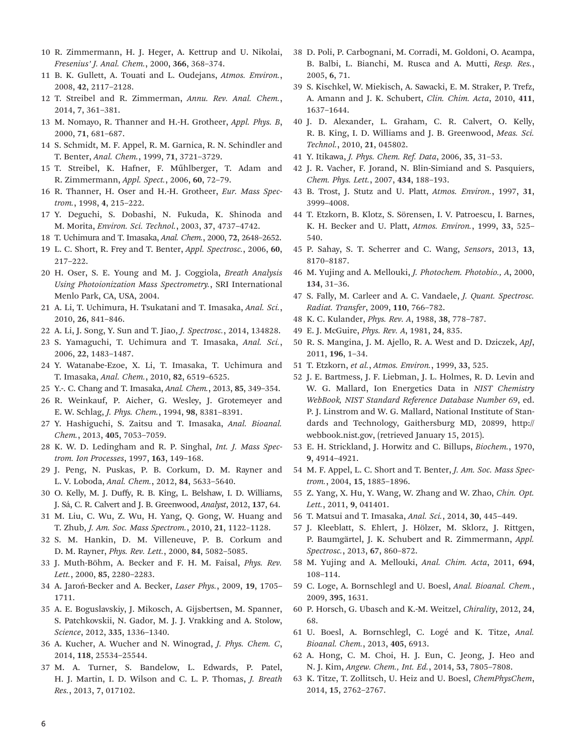10 R. Zimmermann, H. J. Heger, A. Kettrup and U. Nikolai, *Fresenius' J. Anal. Chem.*, 2000, **366**, 368–374.

11 B. K. Gullett, A. Touati and L. Oudejans, *Atmos. Environ.*, 2008, **42**, 2117–2128.

12 T. Streibel and R. Zimmerman, *Annu. Rev. Anal. Chem.*, 2014, **7**, 361–381.

13 M. Nomayo, R. Thanner and H.-H. Grotheer, *Appl. Phys. B*, 2000, **71**, 681–687.

14 S. Schmidt, M. F. Appel, R. M. Garnica, R. N. Schindler and T. Benter, *Anal. Chem.*, 1999, **71**, 3721–3729.

15 T. Streibel, K. Hafner, F. Műhlberger, T. Adam and R. Zimmermann, *Appl. Spect.*, 2006, **60**, 72–79.

16 R. Thanner, H. Oser and H.-H. Grotheer, *Eur. Mass Spectrom.*, 1998, **4**, 215–222.

17 Y. Deguchi, S. Dobashi, N. Fukuda, K. Shinoda and M. Morita, *Environ. Sci. Technol.*, 2003, **37**, 4737–4742.

18 T. Uchimura and T. Imasaka, *Anal. Chem.*, 2000, **72**, 2648–2652.

19 L. C. Short, R. Frey and T. Benter, *Appl. Spectrosc.*, 2006, **60**, 217–222.

20 H. Oser, S. E. Young and M. J. Coggiola, *Breath Analysis Using Photoionization Mass Spectrometry.*, SRI International Menlo Park, CA, USA, 2004.

21 A. Li, T. Uchimura, H. Tsukatani and T. Imasaka, *Anal. Sci.*, 2010, **26**, 841–846.

22 A. Li, J. Song, Y. Sun and T. Jiao, *J. Spectrosc.*, 2014, 134828.

23 S. Yamaguchi, T. Uchimura and T. Imasaka, *Anal. Sci.*, 2006, **22**, 1483–1487.

24 Y. Watanabe-Ezoe, X. Li, T. Imasaka, T. Uchimura and T. Imasaka, *Anal. Chem.*, 2010, **82**, 6519–6525.

25 Y.-. C. Chang and T. Imasaka, *Anal. Chem.*, 2013, **85**, 349–354.

26 R. Weinkauf, P. Aicher, G. Wesley, J. Grotemeyer and E. W. Schlag, *J. Phys. Chem.*, 1994, **98**, 8381–8391.

27 Y. Hashiguchi, S. Zaitsu and T. Imasaka, *Anal. Bioanal. Chem.*, 2013, **405**, 7053–7059.

28 K. W. D. Ledingham and R. P. Singhal, *Int. J. Mass Spectrom. Ion Processes*, 1997, **163**, 149–168.

29 J. Peng, N. Puskas, P. B. Corkum, D. M. Rayner and L. V. Loboda, *Anal. Chem.*, 2012, **84**, 5633–5640.

30 O. Kelly, M. J. Duffy, R. B. King, L. Belshaw, I. D. Williams, J. Sá, C. R. Calvert and J. B. Greenwood, *Analyst*, 2012, **137**, 64.

31 M. Liu, C. Wu, Z. Wu, H. Yang, Q. Gong, W. Huang and T. Zhub, *J. Am. Soc. Mass Spectrom.*, 2010, **21**, 1122–1128.

32 S. M. Hankin, D. M. Villeneuve, P. B. Corkum and D. M. Rayner, *Phys. Rev. Lett.*, 2000, **84**, 5082–5085.

33 J. Muth-Böhm, A. Becker and F. H. M. Faisal, *Phys. Rev. Lett.*, 2000, **85**, 2280–2283.

34 A. Jaroń-Becker and A. Becker, *Laser Phys.*, 2009, **19**, 1705–1711.

35 A. E. Boguslavskiy, J. Mikosch, A. Gijsbertsen, M. Spanner, S. Patchkovskii, N. Gador, M. J. J. Vrakking and A. Stolow, *Science*, 2012, **335**, 1336–1340.

36 A. Kucher, A. Wucher and N. Winograd, *J. Phys. Chem. C*, 2014, **118**, 25534–25544.

37 M. A. Turner, S. Bandelow, L. Edwards, P. Patel, H. J. Martin, I. D. Wilson and C. L. P. Thomas, *J. Breath Res.*, 2013, **7**, 017102.

38 D. Poli, P. Carbognani, M. Corradi, M. Goldoni, O. Acampa, B. Balbi, L. Bianchi, M. Rusca and A. Mutti, *Resp. Res.*, 2005, **6**, 71.

39 S. Kischkel, W. Miekisch, A. Sawacki, E. M. Straker, P. Trefz, A. Amann and J. K. Schubert, *Clin. Chim. Acta*, 2010, **411**, 1637–1644.

40 J. D. Alexander, L. Graham, C. R. Calvert, O. Kelly, R. B. King, I. D. Williams and J. B. Greenwood, *Meas. Sci. Technol.*, 2010, **21**, 045802.

41 Y. Itikawa, *J. Phys. Chem. Ref. Data*, 2006, **35**, 31–53.

42 J. R. Vacher, F. Jorand, N. Blin-Simiand and S. Pasquiers, *Chem. Phys. Lett.*, 2007, **434**, 188–193.

43 B. Trost, J. Stutz and U. Platt, *Atmos. Environ.*, 1997, **31**, 3999–4008.

44 T. Etzkorn, B. Klotz, S. Sörensen, I. V. Patroescu, I. Barnes, K. H. Becker and U. Platt, *Atmos. Environ.*, 1999, **33**, 525–540.

45 P. Sahay, S. T. Scherrer and C. Wang, *Sensors*, 2013, **13**, 8170–8187.

46 M. Yujing and A. Mellouki, *J. Photochem. Photobio., A*, 2000, **134**, 31–36.

47 S. Fally, M. Carleer and A. C. Vandaele, *J. Quant. Spectrosc. Radiat. Transfer*, 2009, **110**, 766–782.

48 K. C. Kulander, *Phys. Rev. A*, 1988, **38**, 778–787.

49 E. J. McGuire, *Phys. Rev. A*, 1981, **24**, 835.

50 R. S. Mangina, J. M. Ajello, R. A. West and D. Dziczek, *ApJ*, 2011, **196**, 1–34.

51 T. Etzkorn, *et al.*, *Atmos. Environ.*, 1999, **33**, 525.

52 J. E. Bartmess, J. F. Liebman, J. L. Holmes, R. D. Levin and W. G. Mallard, Ion Energetics Data in *NIST Chemistry WebBook, NIST Standard Reference Database Number 69*, ed. P. J. Linstrom and W. G. Mallard, National Institute of Standards and Technology, Gaithersburg MD, 20899, http://webbook.nist.gov, (retrieved January 15, 2015).

53 E. H. Strickland, J. Horwitz and C. Billups, *Biochem.*, 1970, **9**, 4914–4921.

54 M. F. Appel, L. C. Short and T. Benter, *J. Am. Soc. Mass Spectrom.*, 2004, **15**, 1885–1896.

55 Z. Yang, X. Hu, Y. Wang, W. Zhang and W. Zhao, *Chin. Opt. Lett.*, 2011, **9**, 041401.

56 T. Matsui and T. Imasaka, *Anal. Sci.*, 2014, **30**, 445–449.

57 J. Kleeblatt, S. Ehlert, J. Hölzer, M. Sklorz, J. Rittgen, P. Baumgärtel, J. K. Schubert and R. Zimmermann, *Appl. Spectrosc.*, 2013, **67**, 860–872.

58 M. Yujing and A. Mellouki, *Anal. Chim. Acta*, 2011, **694**, 108–114.

59 C. Loge, A. Bornschlegl and U. Boesl, *Anal. Bioanal. Chem.*, 2009, **395**, 1631.

60 P. Horsch, G. Ubasch and K.-M. Weitzel, *Chirality*, 2012, **24**, 68.

61 U. Boesl, A. Bornschlegl, C. Logé and K. Titze, *Anal. Bioanal. Chem.*, 2013, **405**, 6913.

62 A. Hong, C. M. Choi, H. J. Eun, C. Jeong, J. Heo and N. J. Kim, *Angew. Chem., Int. Ed.*, 2014, **53**, 7805–7808.

63 K. Titze, T. Zollitsch, U. Heiz and U. Boesl, *ChemPhysChem*, 2014, **15**, 2762–2767.